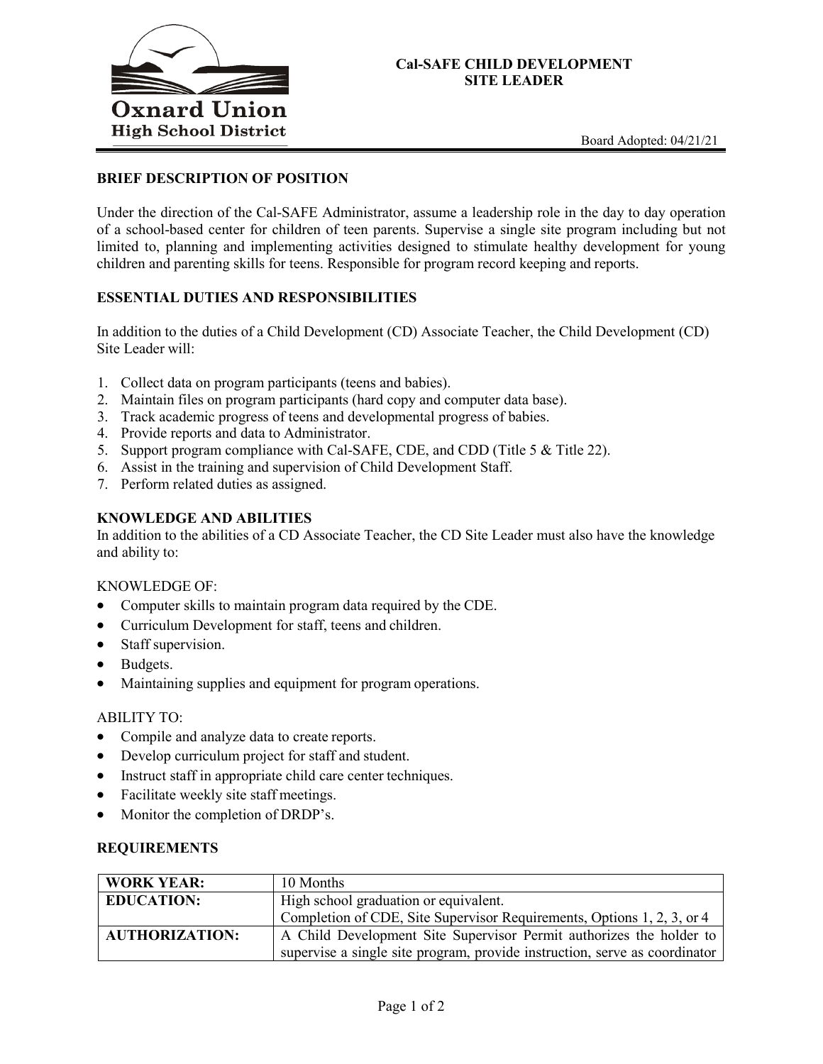Oxnard Union High School District

# Cal-SAFE CHILD DEVELOPMENT SITE LEADER

Board Adopted: 04/21/21

## BRIEF DESCRIPTION OF POSITION

Under the direction of the Cal-SAFE Administrator, assume a leadership role in the day to day operation of a school-based center for children of teen parents. Supervise a single site program including but not limited to, planning and implementing activities designed to stimulate healthy development for young children and parenting skills for teens. Responsible for program record keeping and reports.

## ESSENTIAL DUTIES AND RESPONSIBILITIES

In addition to the duties of a Child Development (CD) Associate Teacher, the Child Development (CD) Site Leader will:

1. Collect data on program participants (teens and babies).
2. Maintain files on program participants (hard copy and computer data base).
3. Track academic progress of teens and developmental progress of babies.
4. Provide reports and data to Administrator.
5. Support program compliance with Cal-SAFE, CDE, and CDD (Title 5 & Title 22).
6. Assist in the training and supervision of Child Development Staff.
7. Perform related duties as assigned.

## KNOWLEDGE AND ABILITIES

In addition to the abilities of a CD Associate Teacher, the CD Site Leader must also have the knowledge and ability to:

KNOWLEDGE OF:

- Computer skills to maintain program data required by the CDE.
- Curriculum Development for staff, teens and children.
- Staff supervision.
- Budgets.
- Maintaining supplies and equipment for program operations.

ABILITY TO:

- Compile and analyze data to create reports.
- Develop curriculum project for staff and student.
- Instruct staff in appropriate child care center techniques.
- Facilitate weekly site staff meetings.
- Monitor the completion of DRDP's.

## REQUIREMENTS

| | |
|---|---|
| **WORK YEAR:** | 10 Months |
| **EDUCATION:** | High school graduation or equivalent.<br>Completion of CDE, Site Supervisor Requirements, Options 1, 2, 3, or 4 |
| **AUTHORIZATION:** | A Child Development Site Supervisor Permit authorizes the holder to supervise a single site program, provide instruction, serve as coordinator |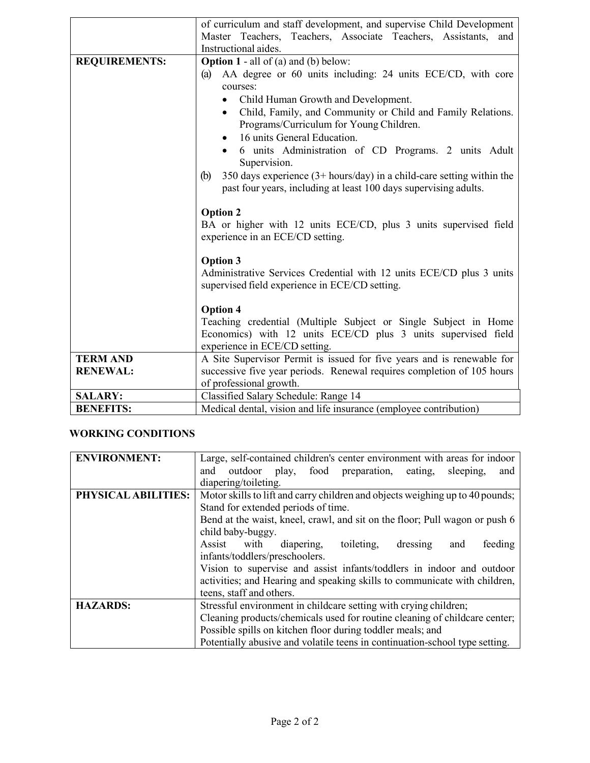| | |
|---|---|
| | of curriculum and staff development, and supervise Child Development Master Teachers, Teachers, Associate Teachers, Assistants, and Instructional aides. |
| **REQUIREMENTS:** | **Option 1** - all of (a) and (b) below:<br>(a) AA degree or 60 units including: 24 units ECE/CD, with core courses:<br>• Child Human Growth and Development.<br>• Child, Family, and Community or Child and Family Relations. Programs/Curriculum for Young Children.<br>• 16 units General Education.<br>• 6 units Administration of CD Programs. 2 units Adult Supervision.<br>(b) 350 days experience (3+ hours/day) in a child-care setting within the past four years, including at least 100 days supervising adults.<br><br>**Option 2**<br>BA or higher with 12 units ECE/CD, plus 3 units supervised field experience in an ECE/CD setting.<br><br>**Option 3**<br>Administrative Services Credential with 12 units ECE/CD plus 3 units supervised field experience in ECE/CD setting.<br><br>**Option 4**<br>Teaching credential (Multiple Subject or Single Subject in Home Economics) with 12 units ECE/CD plus 3 units supervised field experience in ECE/CD setting. |
| **TERM AND RENEWAL:** | A Site Supervisor Permit is issued for five years and is renewable for successive five year periods. Renewal requires completion of 105 hours of professional growth. |
| **SALARY:** | Classified Salary Schedule: Range 14 |
| **BENEFITS:** | Medical dental, vision and life insurance (employee contribution) |

## WORKING CONDITIONS

| | |
|---|---|
| **ENVIRONMENT:** | Large, self-contained children's center environment with areas for indoor and outdoor play, food preparation, eating, sleeping, and diapering/toileting. |
| **PHYSICAL ABILITIES:** | Motor skills to lift and carry children and objects weighing up to 40 pounds; Stand for extended periods of time.<br>Bend at the waist, kneel, crawl, and sit on the floor; Pull wagon or push 6 child baby-buggy.<br>Assist with diapering, toileting, dressing and feeding infants/toddlers/preschoolers.<br>Vision to supervise and assist infants/toddlers in indoor and outdoor activities; and Hearing and speaking skills to communicate with children, teens, staff and others. |
| **HAZARDS:** | Stressful environment in childcare setting with crying children;<br>Cleaning products/chemicals used for routine cleaning of childcare center;<br>Possible spills on kitchen floor during toddler meals; and<br>Potentially abusive and volatile teens in continuation-school type setting. |